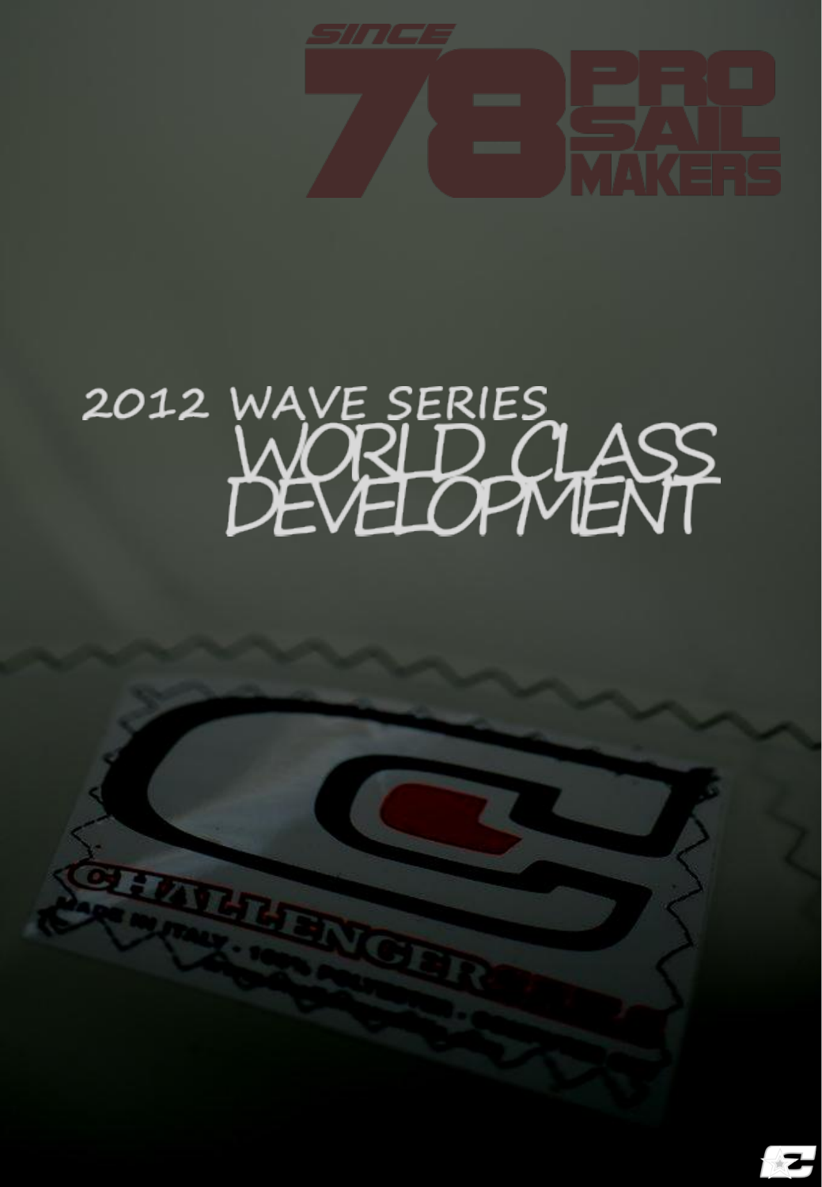SINCE 78 PRO SAIL MAKERS

# 2012 WAVE SERIES
# WORLD CLASS DEVELOPMENT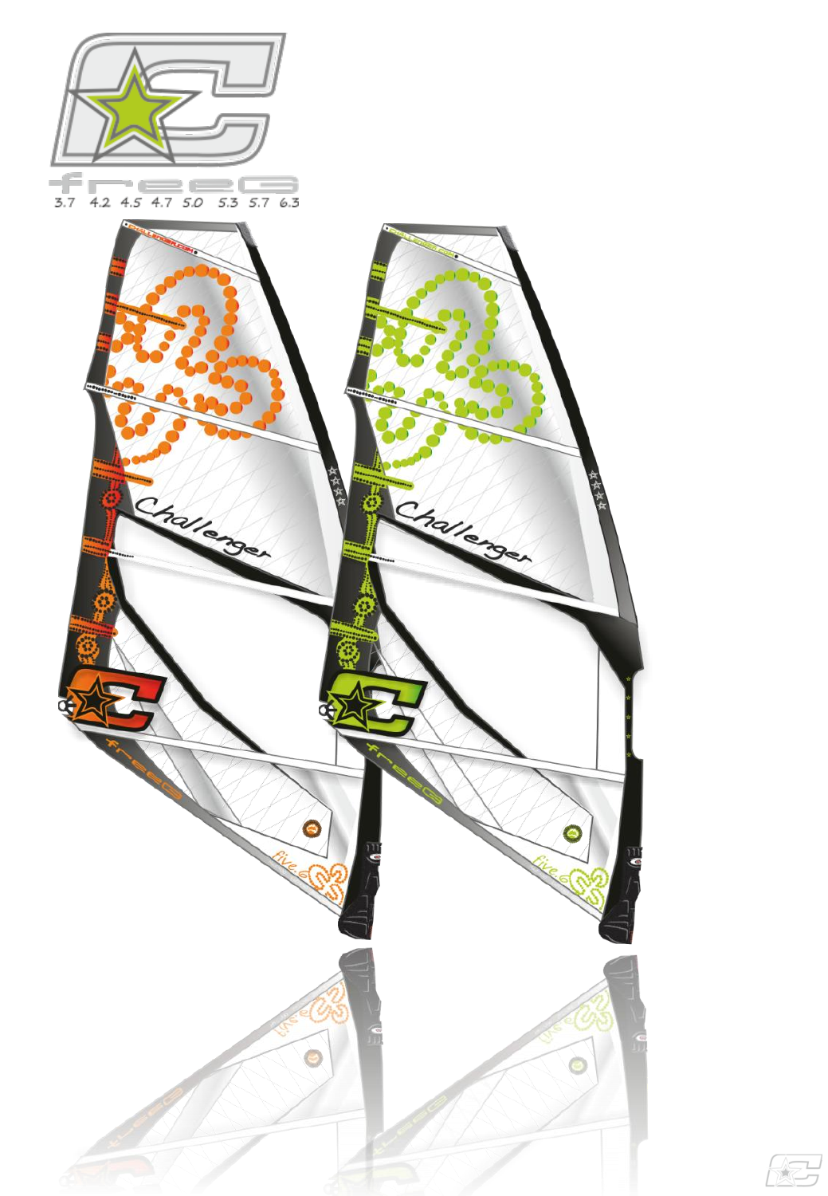freeC

3.7 4.2 4.5 4.7 5.0 5.3 5.7 6.3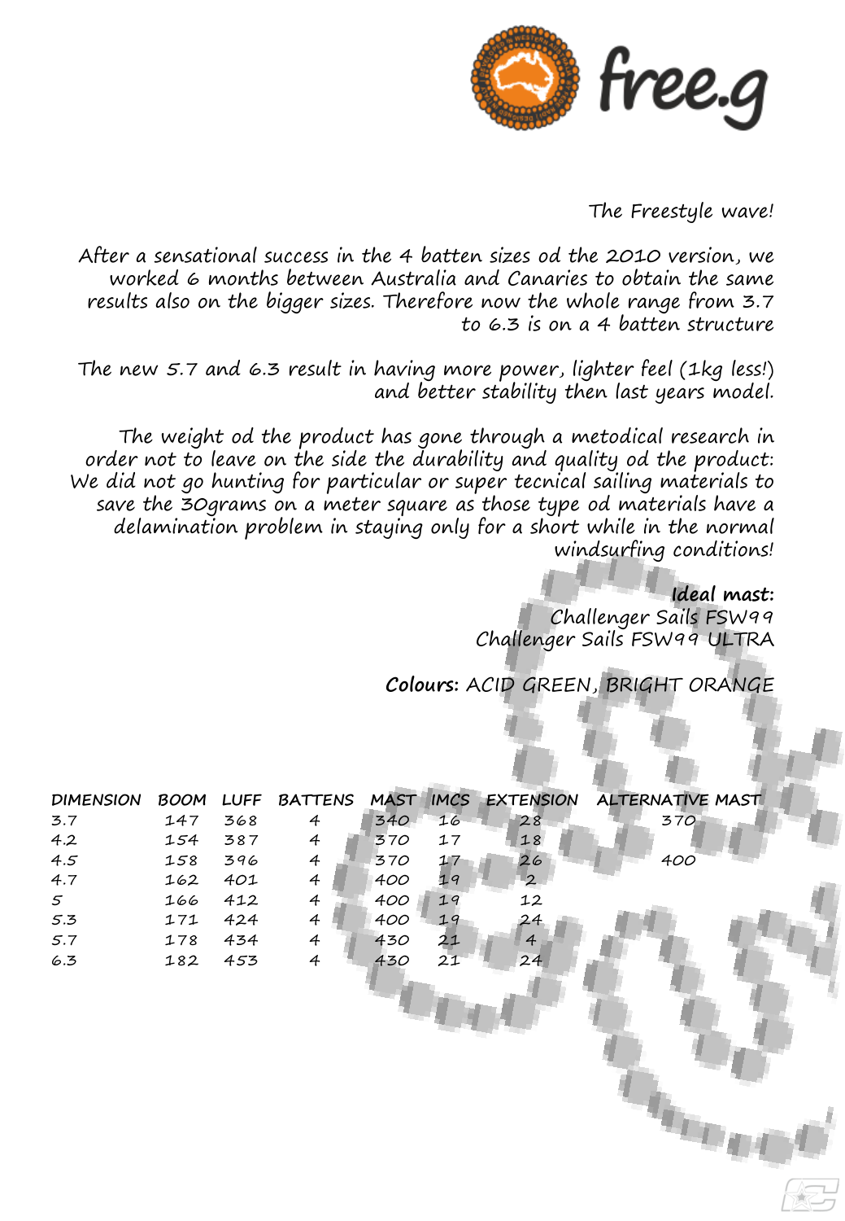free.g

The Freestyle wave!

After a sensational success in the 4 batten sizes od the 2010 version, we worked 6 months between Australia and Canaries to obtain the same results also on the bigger sizes. Therefore now the whole range from 3.7 to 6.3 is on a 4 batten structure

The new 5.7 and 6.3 result in having more power, lighter feel (1kg less!) and better stability then last years model.

The weight od the product has gone through a metodical research in order not to leave on the side the durability and quality od the product: We did not go hunting for particular or super tecnical sailing materials to save the 30grams on a meter square as those type od materials have a delamination problem in staying only for a short while in the normal windsurfing conditions!

**Ideal mast:**
Challenger Sails FSW99
Challenger Sails FSW99 ULTRA

**Colours:** ACID GREEN, BRIGHT ORANGE

| DIMENSION | BOOM | LUFF | BATTENS | MAST | IMCS | EXTENSION | ALTERNATIVE MAST |
|---|---|---|---|---|---|---|---|
| 3.7 | 147 | 368 | 4 | 340 | 16 | 28 | 370 |
| 4.2 | 154 | 387 | 4 | 370 | 17 | 18 | |
| 4.5 | 158 | 396 | 4 | 370 | 17 | 26 | 400 |
| 4.7 | 162 | 401 | 4 | 400 | 19 | 2 | |
| 5 | 166 | 412 | 4 | 400 | 19 | 12 | |
| 5.3 | 171 | 424 | 4 | 400 | 19 | 24 | |
| 5.7 | 178 | 434 | 4 | 430 | 21 | 4 | |
| 6.3 | 182 | 453 | 4 | 430 | 21 | 24 | |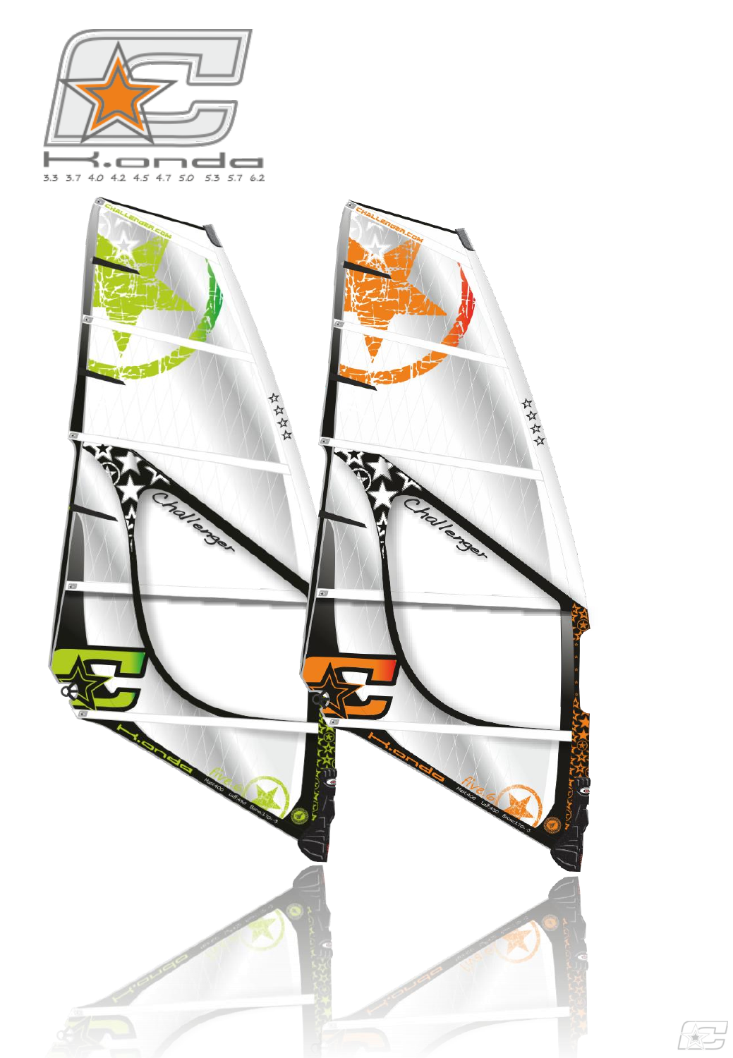K.onda

3.3 3.7 4.0 4.2 4.5 4.7 5.0 5.3 5.7 6.2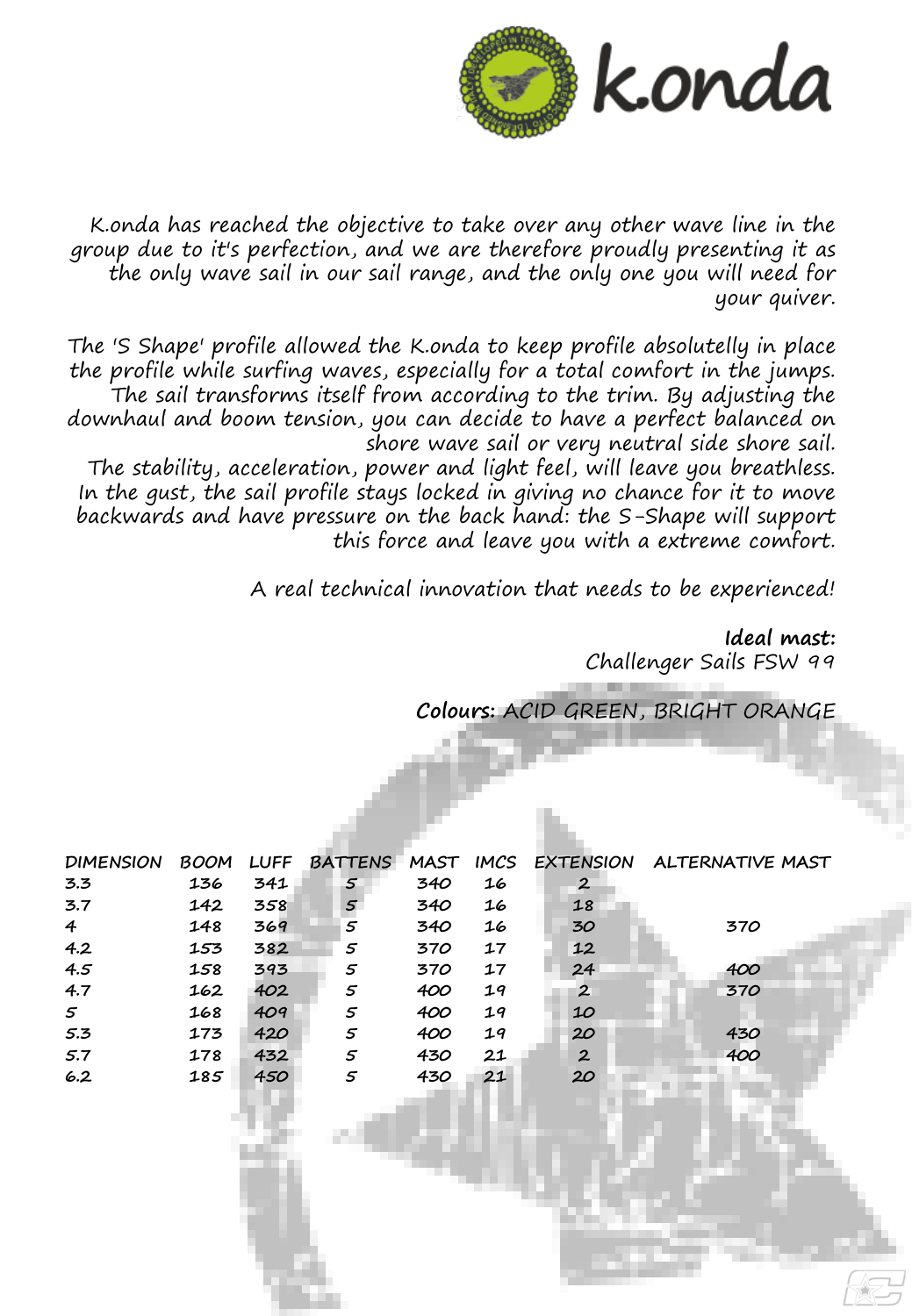# k.onda

K.onda has reached the objective to take over any other wave line in the group due to it's perfection, and we are therefore proudly presenting it as the only wave sail in our sail range, and the only one you will need for your quiver.

The 'S Shape' profile allowed the K.onda to keep profile absolutelly in place the profile while surfing waves, especially for a total comfort in the jumps. The sail transforms itself from according to the trim. By adjusting the downhaul and boom tension, you can decide to have a perfect balanced on shore wave sail or very neutral side shore sail.
The stability, acceleration, power and light feel, will leave you breathless. In the gust, the sail profile stays locked in giving no chance for it to move backwards and have pressure on the back hand: the S-Shape will support this force and leave you with a extreme comfort.

A real technical innovation that needs to be experienced!

**Ideal mast:**
Challenger Sails FSW 99

**Colours:** ACID GREEN, BRIGHT ORANGE

| DIMENSION | BOOM | LUFF | BATTENS | MAST | IMCS | EXTENSION | ALTERNATIVE MAST |
|---|---|---|---|---|---|---|---|
| 3.3 | 136 | 341 | 5 | 340 | 16 | 2 | |
| 3.7 | 142 | 358 | 5 | 340 | 16 | 18 | |
| 4 | 148 | 369 | 5 | 340 | 16 | 30 | 370 |
| 4.2 | 153 | 382 | 5 | 370 | 17 | 12 | |
| 4.5 | 158 | 393 | 5 | 370 | 17 | 24 | 400 |
| 4.7 | 162 | 402 | 5 | 400 | 19 | 2 | 370 |
| 5 | 168 | 409 | 5 | 400 | 19 | 10 | |
| 5.3 | 173 | 420 | 5 | 400 | 19 | 20 | 430 |
| 5.7 | 178 | 432 | 5 | 430 | 21 | 2 | 400 |
| 6.2 | 185 | 450 | 5 | 430 | 21 | 20 | |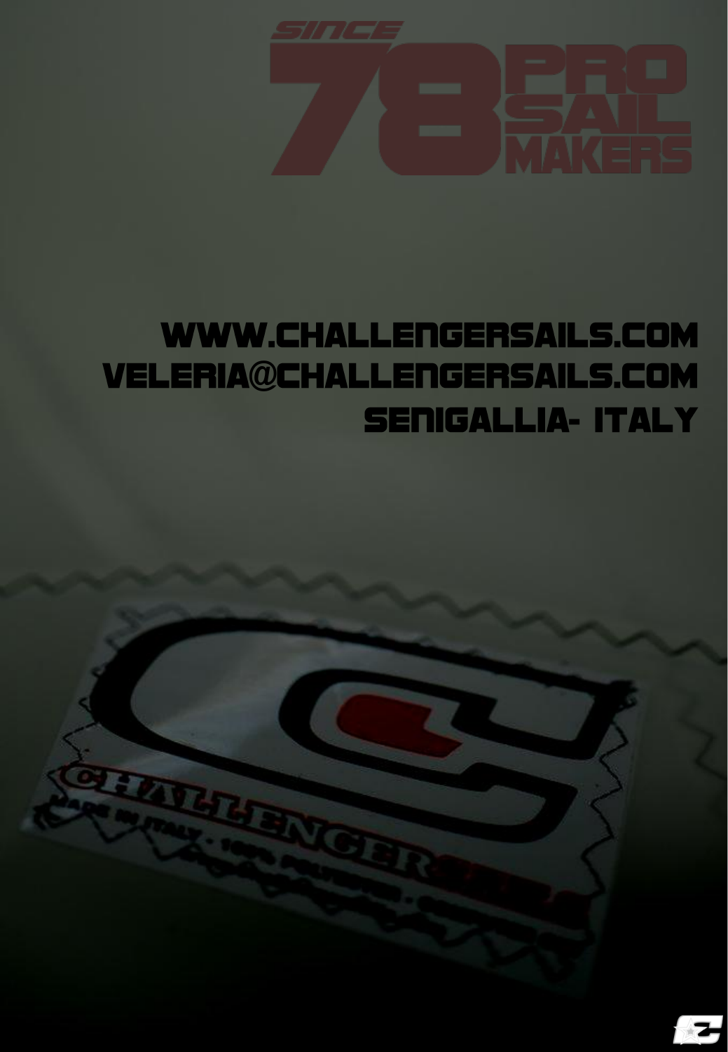SINCE 78 PRO SAIL MAKERS

WWW.CHALLENGERSAILS.COM
VELERIA@CHALLENGERSAILS.COM
SENIGALLIA- ITALY